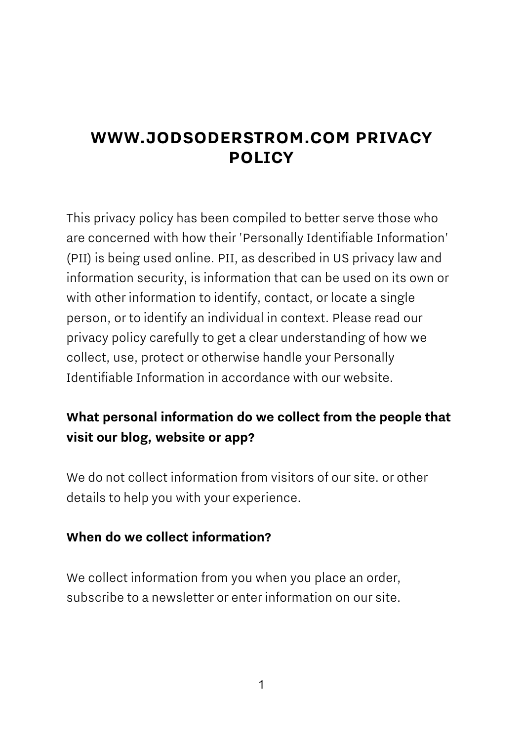# WWW.JODSODERSTROM.COM PRIVACY POLICY

This privacy policy has been compiled to better serve those who are concerned with how their 'Personally Identifiable Information' (PII) is being used online. PII, as described in US privacy law and information security, is information that can be used on its own or with other information to identify, contact, or locate a single person, or to identify an individual in context. Please read our privacy policy carefully to get a clear understanding of how we collect, use, protect or otherwise handle your Personally Identifiable Information in accordance with our website.

### What personal information do we collect from the people that visit our blog, website or app?

We do not collect information from visitors of our site. or other details to help you with your experience.

### When do we collect information?

We collect information from you when you place an order, subscribe to a newsletter or enter information on our site.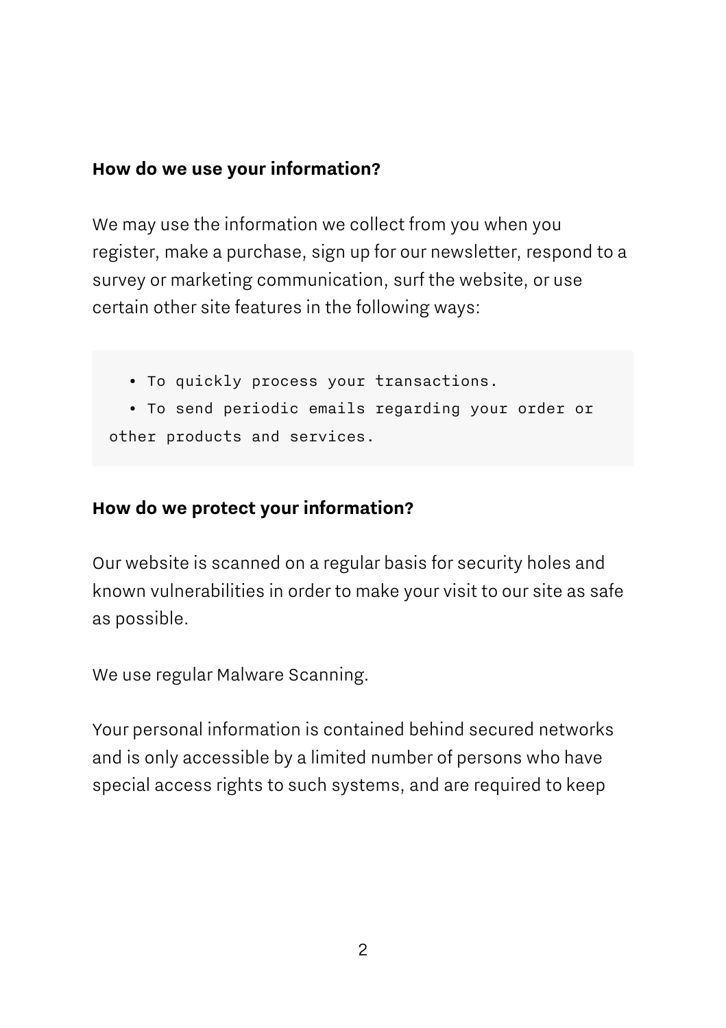**How do we use your information?**

We may use the information we collect from you when you register, make a purchase, sign up for our newsletter, respond to a survey or marketing communication, surf the website, or use certain other site features in the following ways:

```
  • To quickly process your transactions.
  • To send periodic emails regarding your order or
other products and services.
```

**How do we protect your information?**

Our website is scanned on a regular basis for security holes and known vulnerabilities in order to make your visit to our site as safe as possible.

We use regular Malware Scanning.

Your personal information is contained behind secured networks and is only accessible by a limited number of persons who have special access rights to such systems, and are required to keep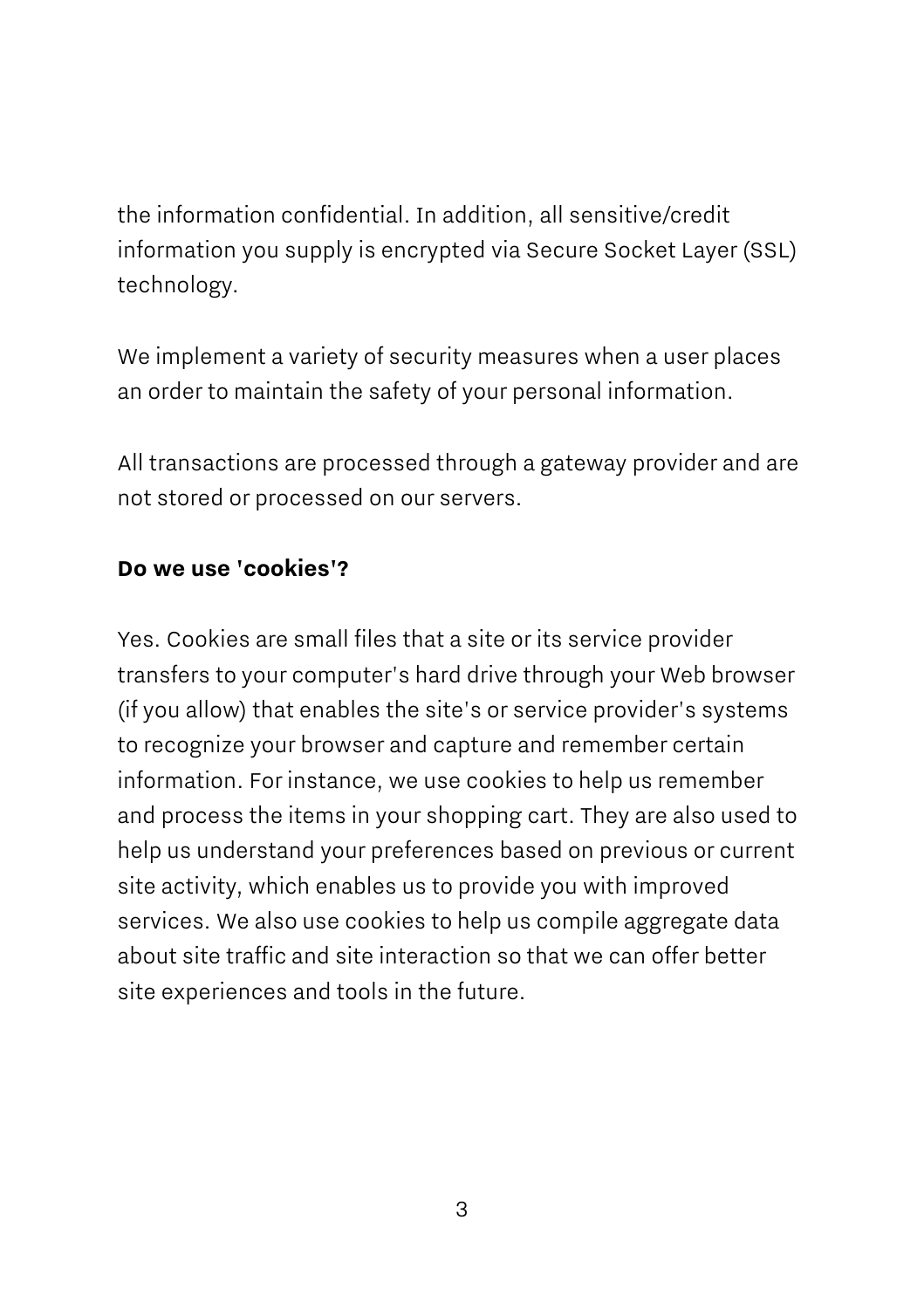the information confidential. In addition, all sensitive/credit information you supply is encrypted via Secure Socket Layer (SSL) technology.

We implement a variety of security measures when a user places an order to maintain the safety of your personal information.

All transactions are processed through a gateway provider and are not stored or processed on our servers.

**Do we use 'cookies'?**

Yes. Cookies are small files that a site or its service provider transfers to your computer's hard drive through your Web browser (if you allow) that enables the site's or service provider's systems to recognize your browser and capture and remember certain information. For instance, we use cookies to help us remember and process the items in your shopping cart. They are also used to help us understand your preferences based on previous or current site activity, which enables us to provide you with improved services. We also use cookies to help us compile aggregate data about site traffic and site interaction so that we can offer better site experiences and tools in the future.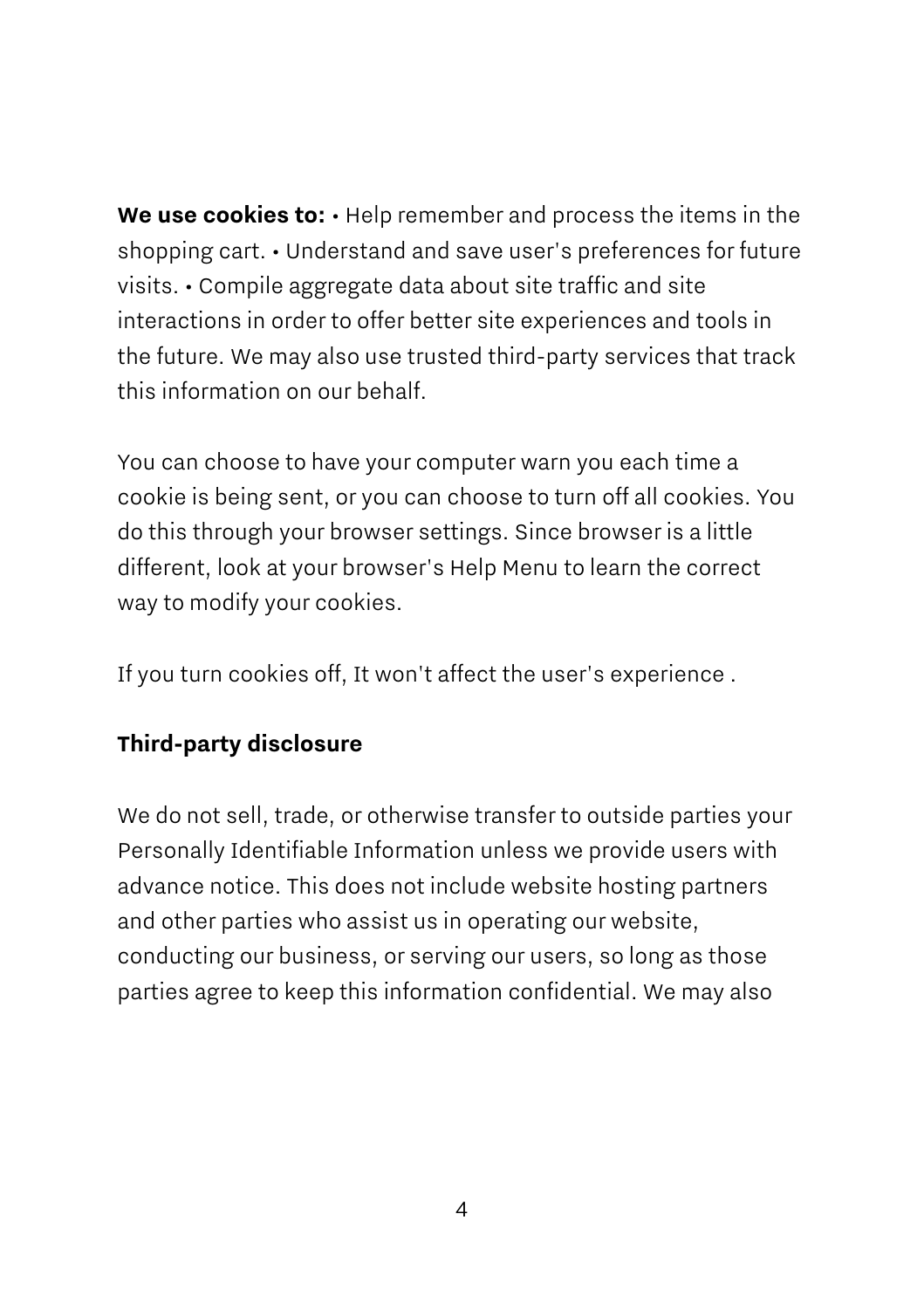**We use cookies to:** • Help remember and process the items in the shopping cart. • Understand and save user's preferences for future visits. • Compile aggregate data about site traffic and site interactions in order to offer better site experiences and tools in the future. We may also use trusted third-party services that track this information on our behalf.

You can choose to have your computer warn you each time a cookie is being sent, or you can choose to turn off all cookies. You do this through your browser settings. Since browser is a little different, look at your browser's Help Menu to learn the correct way to modify your cookies.

If you turn cookies off, It won't affect the user's experience .

**Third-party disclosure**

We do not sell, trade, or otherwise transfer to outside parties your Personally Identifiable Information unless we provide users with advance notice. This does not include website hosting partners and other parties who assist us in operating our website, conducting our business, or serving our users, so long as those parties agree to keep this information confidential. We may also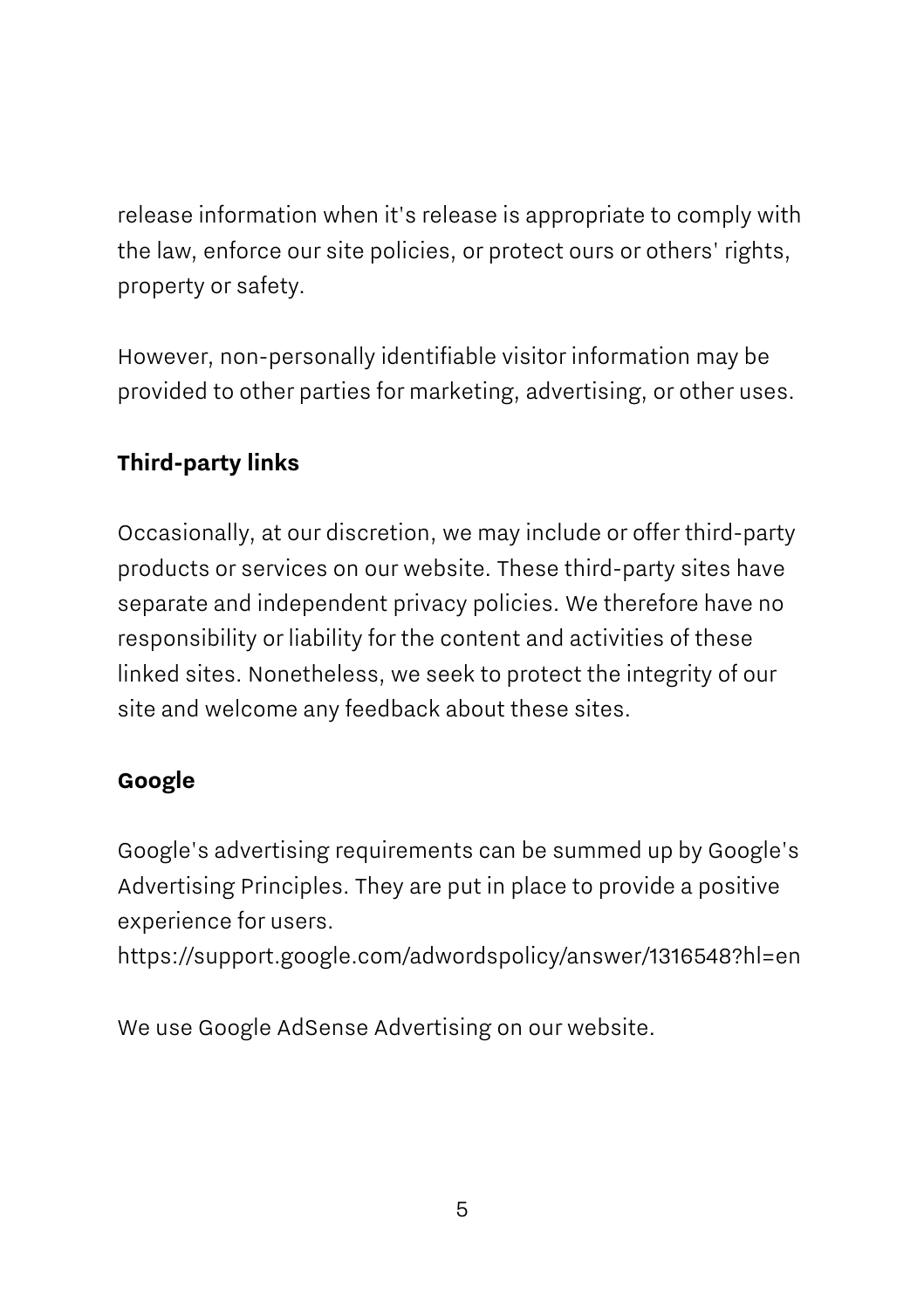release information when it's release is appropriate to comply with the law, enforce our site policies, or protect ours or others' rights, property or safety.

However, non-personally identifiable visitor information may be provided to other parties for marketing, advertising, or other uses.

## Third-party links

Occasionally, at our discretion, we may include or offer third-party products or services on our website. These third-party sites have separate and independent privacy policies. We therefore have no responsibility or liability for the content and activities of these linked sites. Nonetheless, we seek to protect the integrity of our site and welcome any feedback about these sites.

## Google

Google's advertising requirements can be summed up by Google's Advertising Principles. They are put in place to provide a positive experience for users.
https://support.google.com/adwordspolicy/answer/1316548?hl=en

We use Google AdSense Advertising on our website.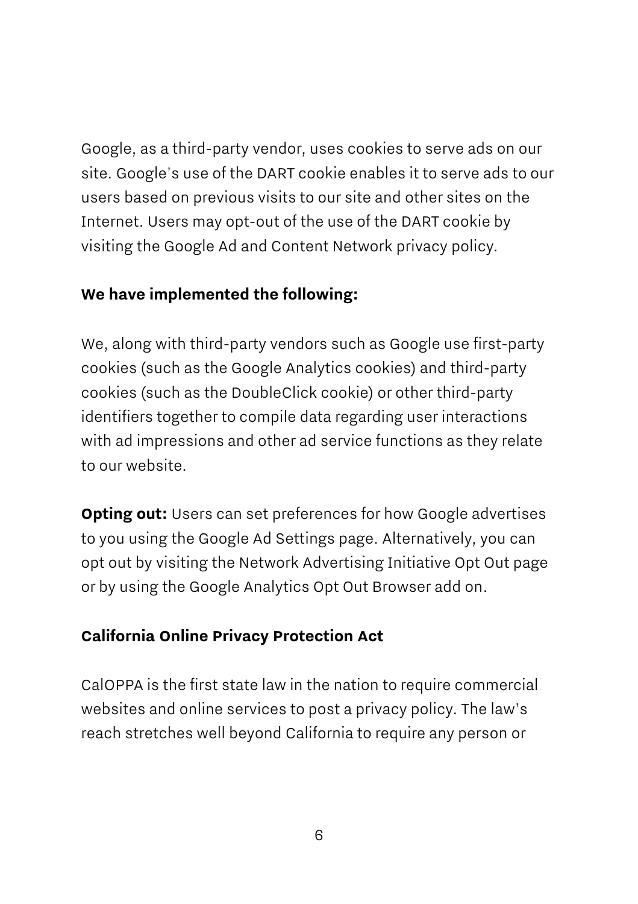Google, as a third-party vendor, uses cookies to serve ads on our site. Google's use of the DART cookie enables it to serve ads to our users based on previous visits to our site and other sites on the Internet. Users may opt-out of the use of the DART cookie by visiting the Google Ad and Content Network privacy policy.

**We have implemented the following:**

We, along with third-party vendors such as Google use first-party cookies (such as the Google Analytics cookies) and third-party cookies (such as the DoubleClick cookie) or other third-party identifiers together to compile data regarding user interactions with ad impressions and other ad service functions as they relate to our website.

**Opting out:** Users can set preferences for how Google advertises to you using the Google Ad Settings page. Alternatively, you can opt out by visiting the Network Advertising Initiative Opt Out page or by using the Google Analytics Opt Out Browser add on.

**California Online Privacy Protection Act**

CalOPPA is the first state law in the nation to require commercial websites and online services to post a privacy policy. The law's reach stretches well beyond California to require any person or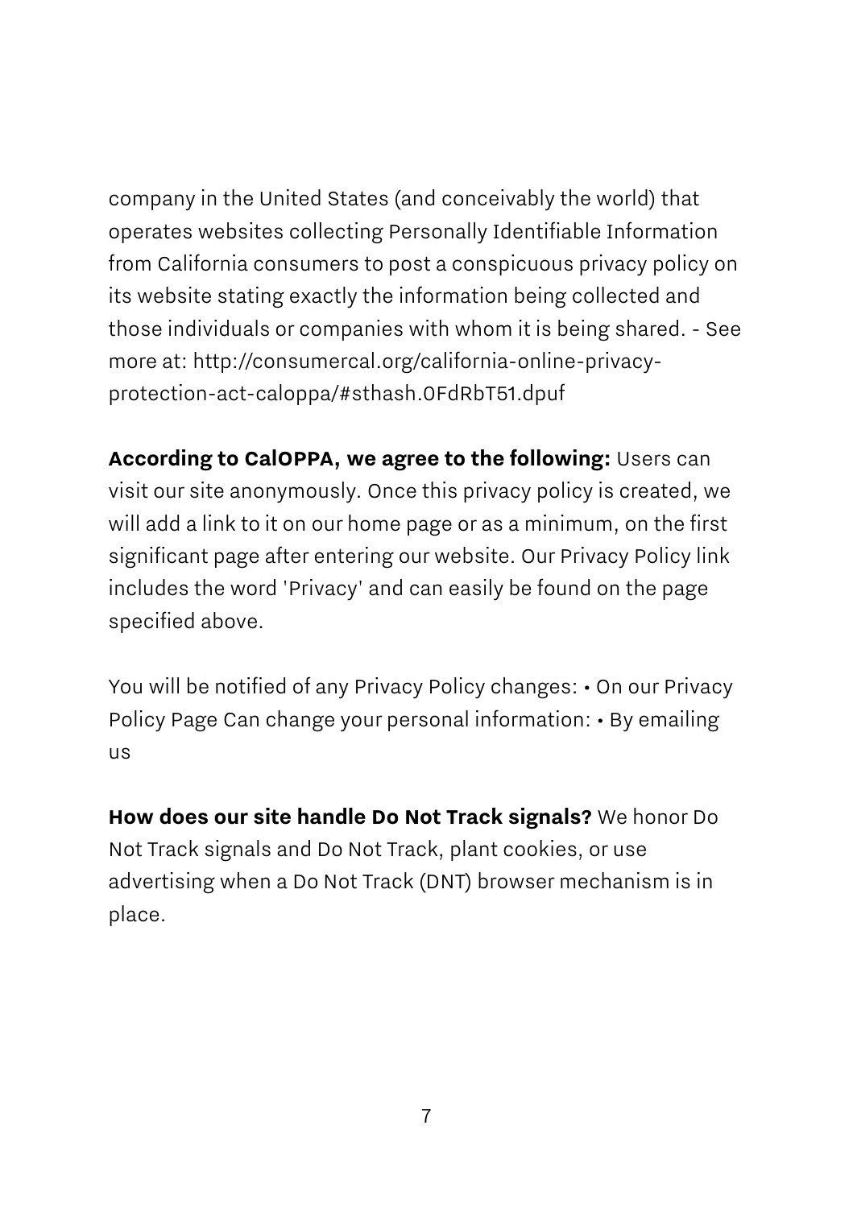company in the United States (and conceivably the world) that operates websites collecting Personally Identifiable Information from California consumers to post a conspicuous privacy policy on its website stating exactly the information being collected and those individuals or companies with whom it is being shared. - See more at: http://consumercal.org/california-online-privacy-protection-act-caloppa/#sthash.0FdRbT51.dpuf

**According to CalOPPA, we agree to the following:** Users can visit our site anonymously. Once this privacy policy is created, we will add a link to it on our home page or as a minimum, on the first significant page after entering our website. Our Privacy Policy link includes the word 'Privacy' and can easily be found on the page specified above.

You will be notified of any Privacy Policy changes: • On our Privacy Policy Page Can change your personal information: • By emailing us

**How does our site handle Do Not Track signals?** We honor Do Not Track signals and Do Not Track, plant cookies, or use advertising when a Do Not Track (DNT) browser mechanism is in place.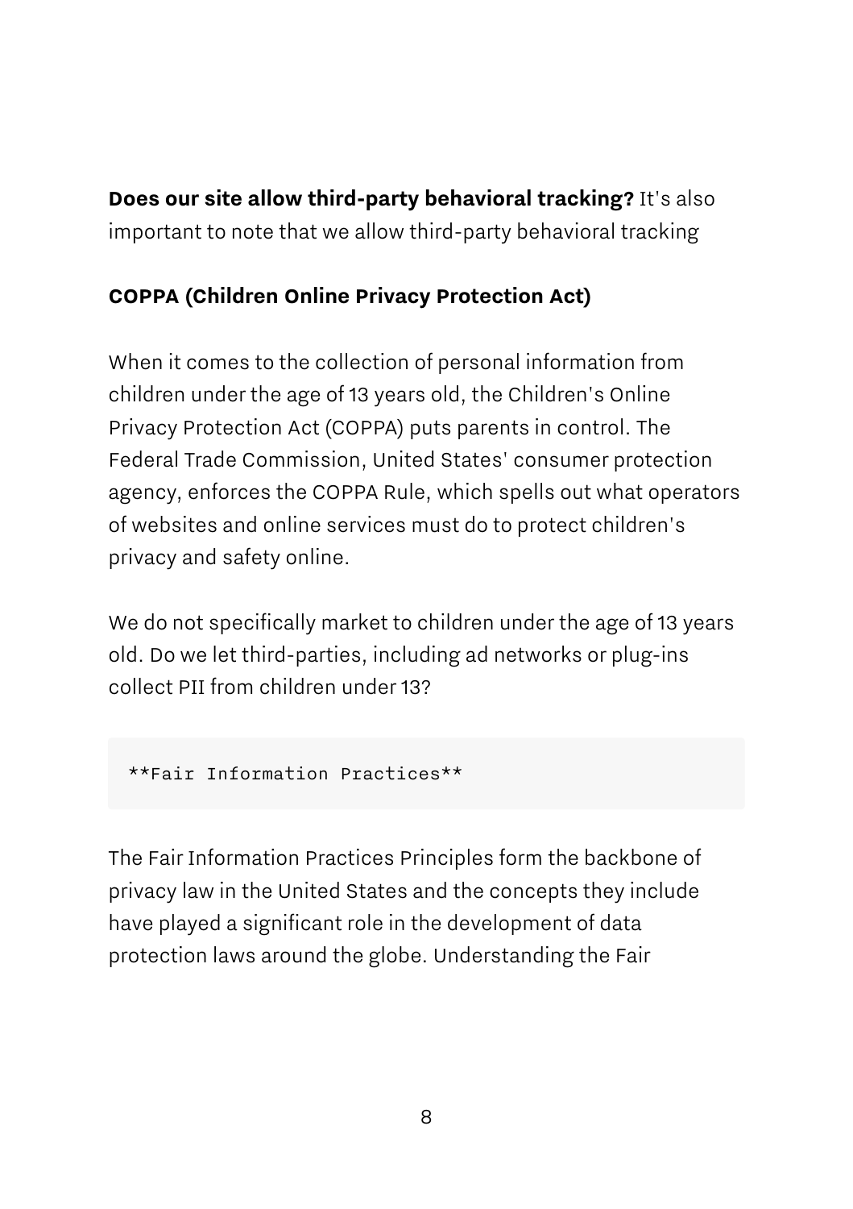**Does our site allow third-party behavioral tracking?** It's also important to note that we allow third-party behavioral tracking

**COPPA (Children Online Privacy Protection Act)**

When it comes to the collection of personal information from children under the age of 13 years old, the Children's Online Privacy Protection Act (COPPA) puts parents in control. The Federal Trade Commission, United States' consumer protection agency, enforces the COPPA Rule, which spells out what operators of websites and online services must do to protect children's privacy and safety online.

We do not specifically market to children under the age of 13 years old. Do we let third-parties, including ad networks or plug-ins collect PII from children under 13?

```
**Fair Information Practices**
```

The Fair Information Practices Principles form the backbone of privacy law in the United States and the concepts they include have played a significant role in the development of data protection laws around the globe. Understanding the Fair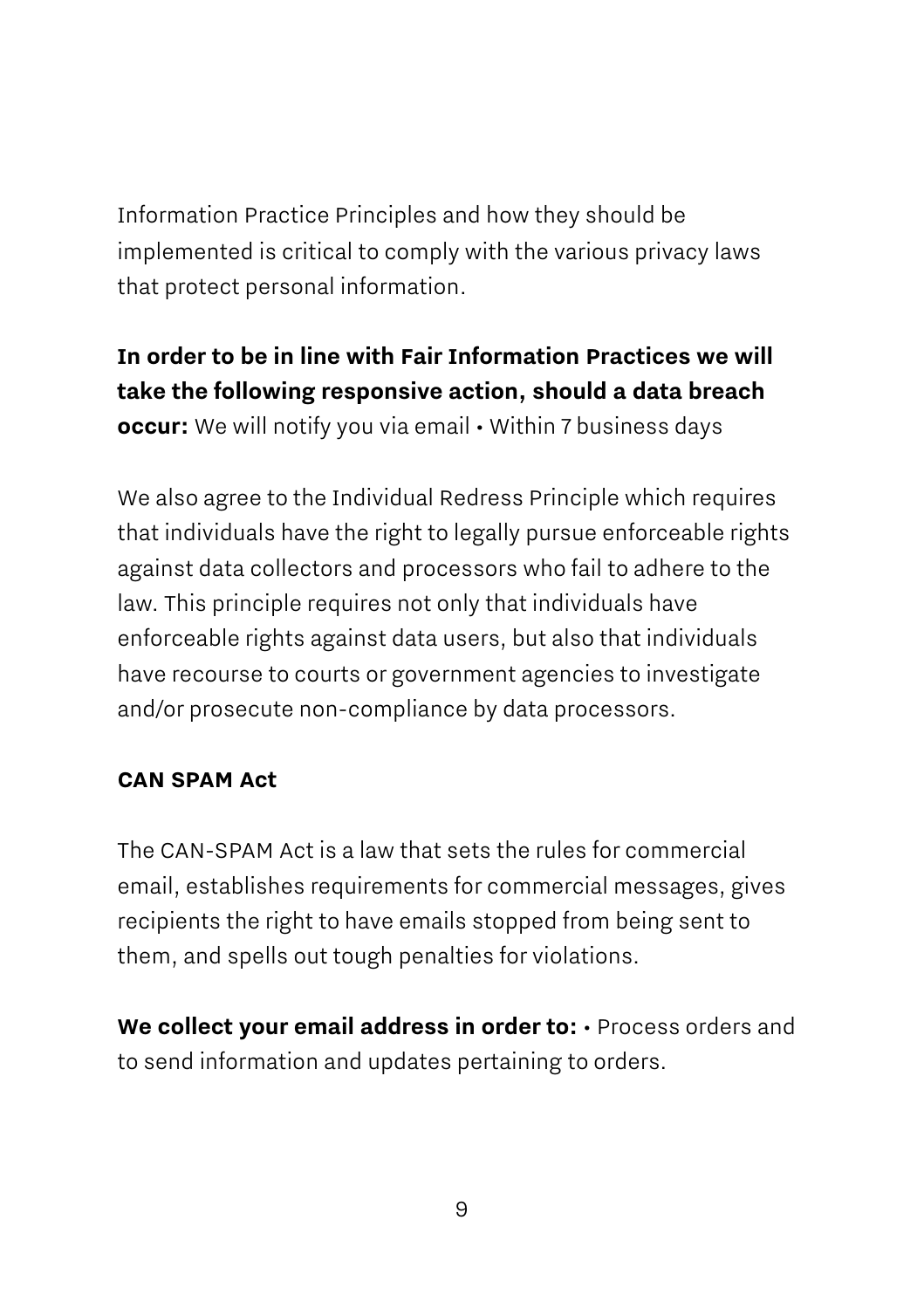Information Practice Principles and how they should be implemented is critical to comply with the various privacy laws that protect personal information.

**In order to be in line with Fair Information Practices we will take the following responsive action, should a data breach occur:** We will notify you via email • Within 7 business days

We also agree to the Individual Redress Principle which requires that individuals have the right to legally pursue enforceable rights against data collectors and processors who fail to adhere to the law. This principle requires not only that individuals have enforceable rights against data users, but also that individuals have recourse to courts or government agencies to investigate and/or prosecute non-compliance by data processors.

**CAN SPAM Act**

The CAN-SPAM Act is a law that sets the rules for commercial email, establishes requirements for commercial messages, gives recipients the right to have emails stopped from being sent to them, and spells out tough penalties for violations.

**We collect your email address in order to:** • Process orders and to send information and updates pertaining to orders.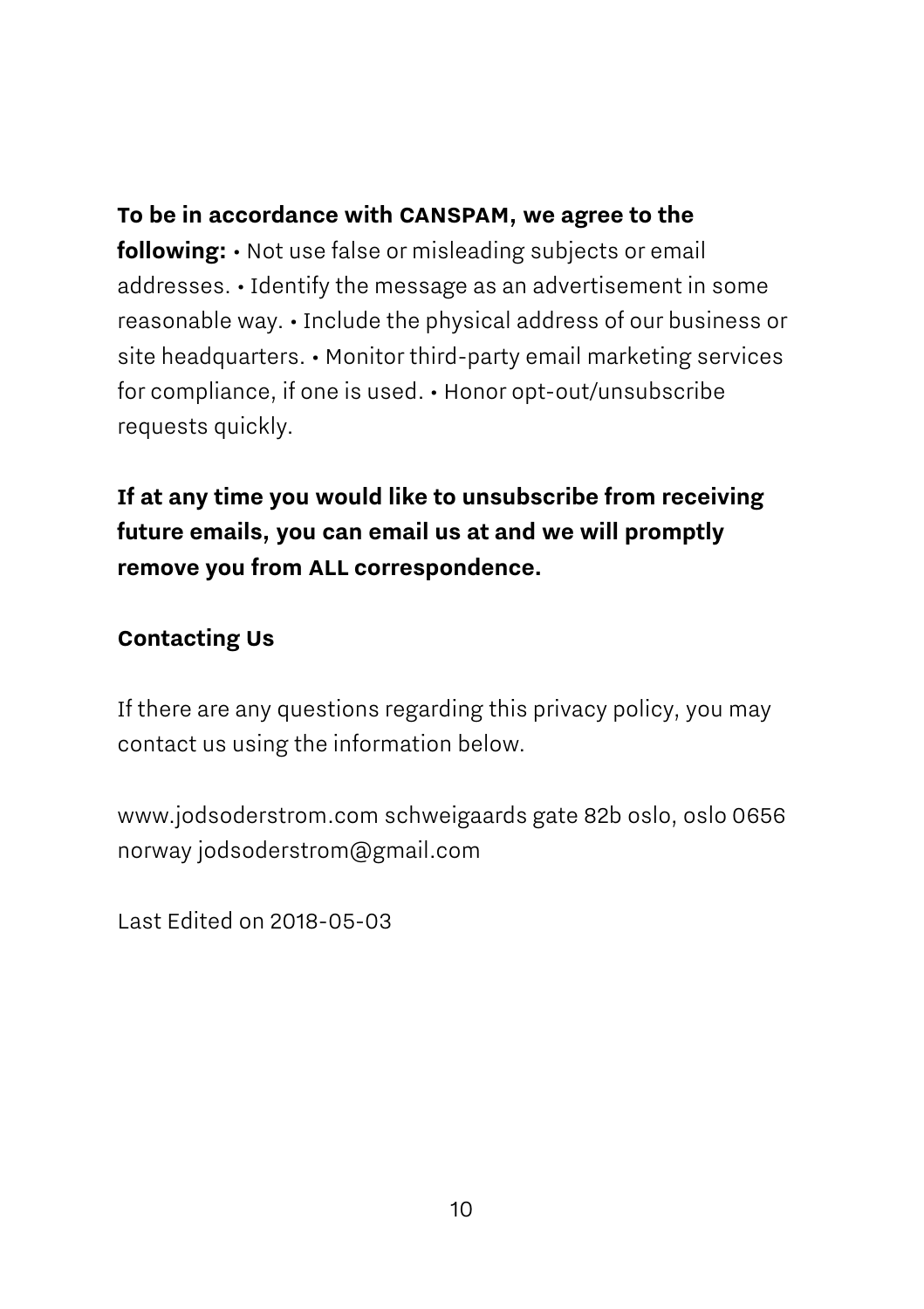**To be in accordance with CANSPAM, we agree to the following:** • Not use false or misleading subjects or email addresses. • Identify the message as an advertisement in some reasonable way. • Include the physical address of our business or site headquarters. • Monitor third-party email marketing services for compliance, if one is used. • Honor opt-out/unsubscribe requests quickly.

**If at any time you would like to unsubscribe from receiving future emails, you can email us at and we will promptly remove you from ALL correspondence.**

**Contacting Us**

If there are any questions regarding this privacy policy, you may contact us using the information below.

www.jodsoderstrom.com schweigaards gate 82b oslo, oslo 0656 norway jodsoderstrom@gmail.com

Last Edited on 2018-05-03